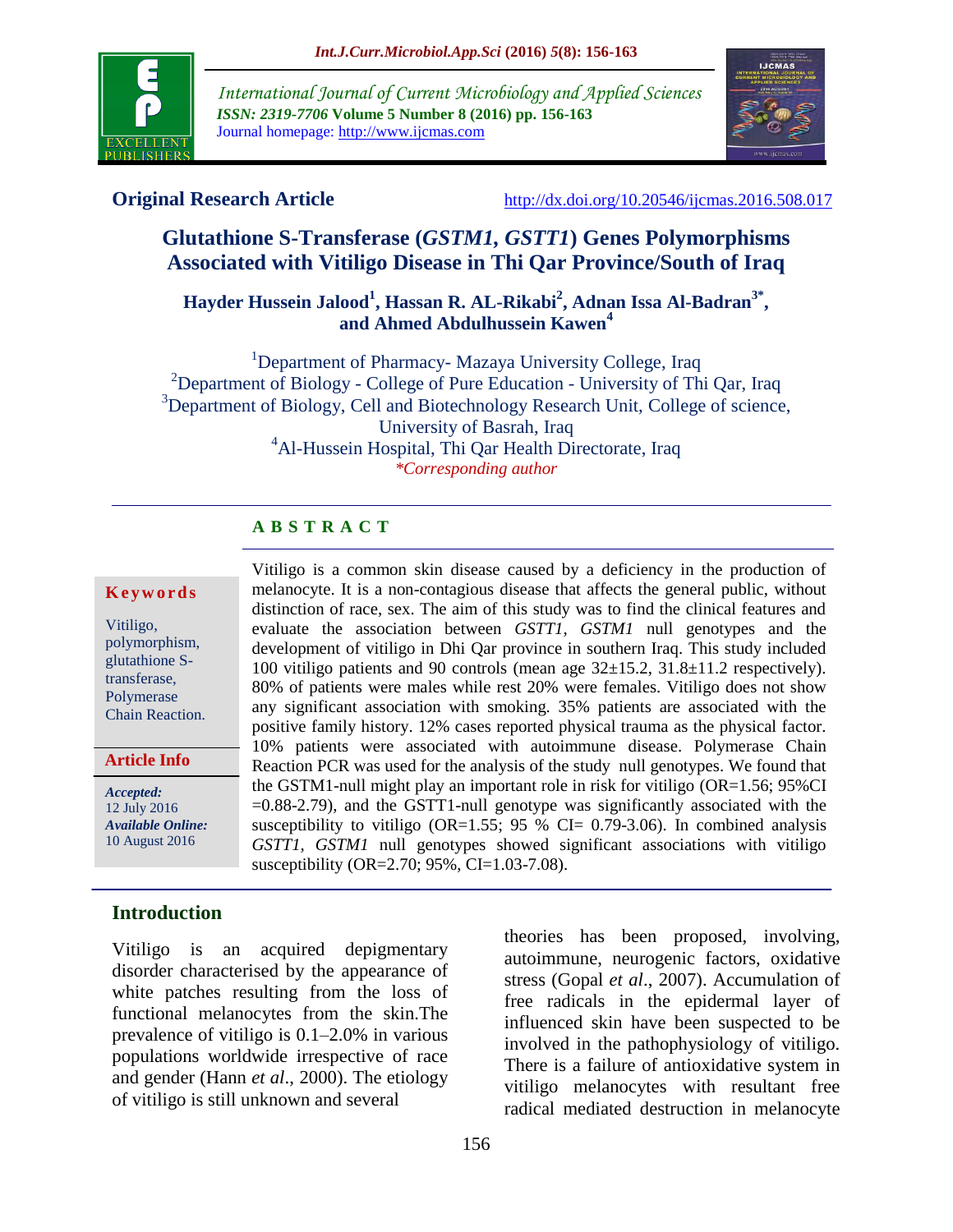**Original Research Article**

http://dx.doi.org/10.20546/ijcmas.2016.508.017

# Glutathione S-Transferase (*GSTM1*, *GSTT1*) Genes Polymorphisms Associated with Vitiligo Disease in Thi Qar Province/South of Iraq

**Hayder Hussein Jalood[1], Hassan R. AL-Rikabi[2], Adnan Issa Al-Badran[3*], and Ahmed Abdulhussein Kawen[4]**

[1]Department of Pharmacy- Mazaya University College, Iraq
[2]Department of Biology - College of Pure Education - University of Thi Qar, Iraq
[3]Department of Biology, Cell and Biotechnology Research Unit, College of science, University of Basrah, Iraq
[4]Al-Hussein Hospital, Thi Qar Health Directorate, Iraq
*\*Corresponding author*

## ABSTRACT

**Keywords**

Vitiligo, polymorphism, glutathione S-transferase, Polymerase Chain Reaction.

**Article Info**

***Accepted:*** 12 July 2016
***Available Online:*** 10 August 2016

Vitiligo is a common skin disease caused by a deficiency in the production of melanocyte. It is a non-contagious disease that affects the general public, without distinction of race, sex. The aim of this study was to find the clinical features and evaluate the association between *GSTT1*, *GSTM1* null genotypes and the development of vitiligo in Dhi Qar province in southern Iraq. This study included 100 vitiligo patients and 90 controls (mean age 32±15.2, 31.8±11.2 respectively). 80% of patients were males while rest 20% were females. Vitiligo does not show any significant association with smoking. 35% patients are associated with the positive family history. 12% cases reported physical trauma as the physical factor. 10% patients were associated with autoimmune disease. Polymerase Chain Reaction PCR was used for the analysis of the study null genotypes. We found that the GSTM1-null might play an important role in risk for vitiligo (OR=1.56; 95%CI =0.88-2.79), and the GSTT1-null genotype was significantly associated with the susceptibility to vitiligo (OR=1.55; 95 % CI= 0.79-3.06). In combined analysis *GSTT1*, *GSTM1* null genotypes showed significant associations with vitiligo susceptibility (OR=2.70; 95%, CI=1.03-7.08).

## Introduction

Vitiligo is an acquired depigmentary disorder characterised by the appearance of white patches resulting from the loss of functional melanocytes from the skin.The prevalence of vitiligo is 0.1–2.0% in various populations worldwide irrespective of race and gender (Hann *et al*., 2000). The etiology of vitiligo is still unknown and several theories has been proposed, involving, autoimmune, neurogenic factors, oxidative stress (Gopal *et al*., 2007). Accumulation of free radicals in the epidermal layer of influenced skin have been suspected to be involved in the pathophysiology of vitiligo. There is a failure of antioxidative system in vitiligo melanocytes with resultant free radical mediated destruction in melanocyte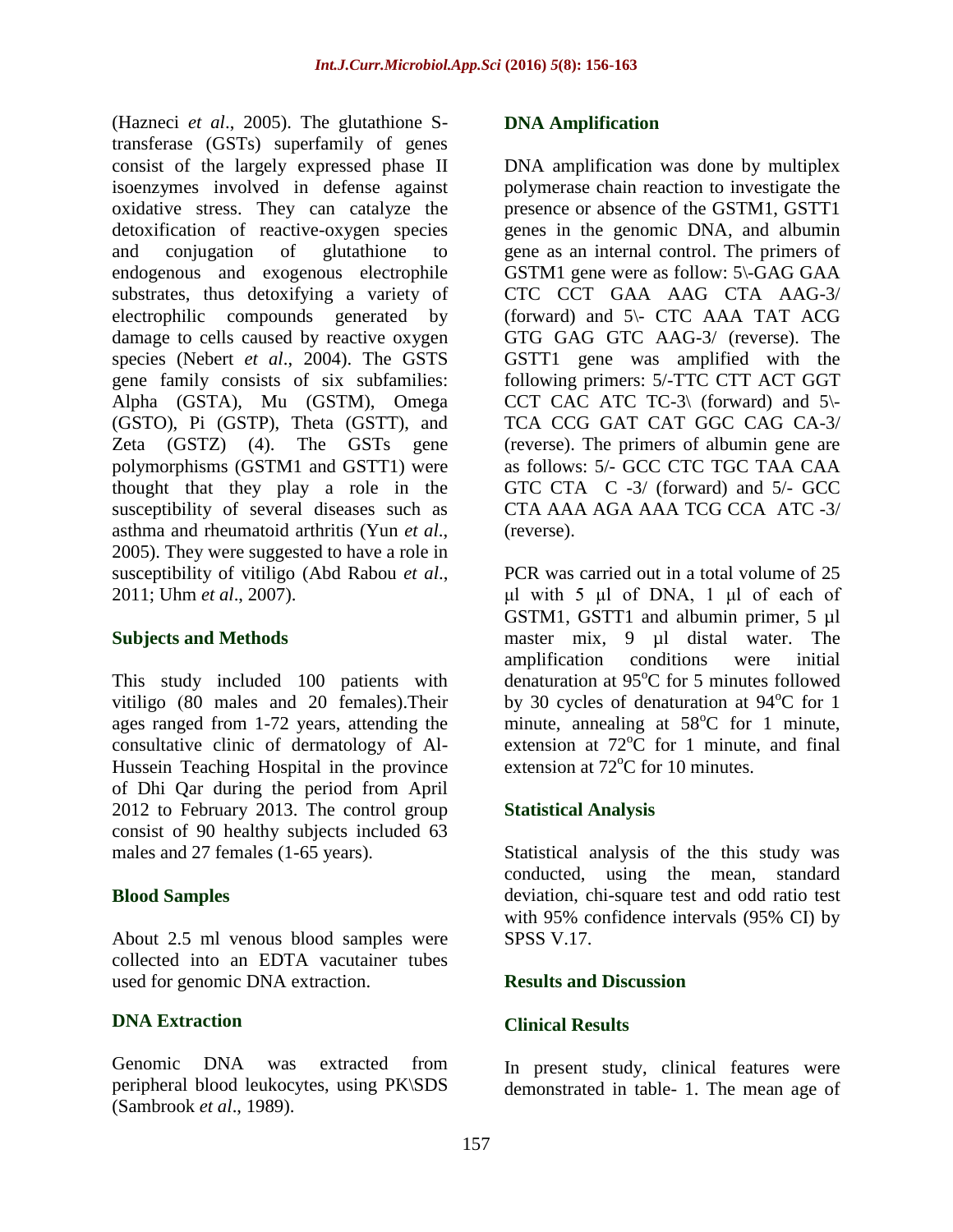(Hazneci *et al*., 2005). The glutathione S-transferase (GSTs) superfamily of genes consist of the largely expressed phase II isoenzymes involved in defense against oxidative stress. They can catalyze the detoxification of reactive-oxygen species and conjugation of glutathione to endogenous and exogenous electrophile substrates, thus detoxifying a variety of electrophilic compounds generated by damage to cells caused by reactive oxygen species (Nebert *et al*., 2004). The GSTS gene family consists of six subfamilies: Alpha (GSTA), Mu (GSTM), Omega (GSTO), Pi (GSTP), Theta (GSTT), and Zeta (GSTZ) (4). The GSTs gene polymorphisms (GSTM1 and GSTT1) were thought that they play a role in the susceptibility of several diseases such as asthma and rheumatoid arthritis (Yun *et al*., 2005). They were suggested to have a role in susceptibility of vitiligo (Abd Rabou *et al*., 2011; Uhm *et al*., 2007).

## Subjects and Methods

This study included 100 patients with vitiligo (80 males and 20 females).Their ages ranged from 1-72 years, attending the consultative clinic of dermatology of Al-Hussein Teaching Hospital in the province of Dhi Qar during the period from April 2012 to February 2013. The control group consist of 90 healthy subjects included 63 males and 27 females (1-65 years).

## Blood Samples

About 2.5 ml venous blood samples were collected into an EDTA vacutainer tubes used for genomic DNA extraction.

## DNA Extraction

Genomic DNA was extracted from peripheral blood leukocytes, using PK\SDS (Sambrook *et al*., 1989).

## DNA Amplification

DNA amplification was done by multiplex polymerase chain reaction to investigate the presence or absence of the GSTM1, GSTT1 genes in the genomic DNA, and albumin gene as an internal control. The primers of GSTM1 gene were as follow: 5\-GAG GAA CTC CCT GAA AAG CTA AAG-3/ (forward) and 5\- CTC AAA TAT ACG GTG GAG GTC AAG-3/ (reverse). The GSTT1 gene was amplified with the following primers: 5/-TTC CTT ACT GGT CCT CAC ATC TC-3\ (forward) and 5\- TCA CCG GAT CAT GGC CAG CA-3/ (reverse). The primers of albumin gene are as follows: 5/- GCC CTC TGC TAA CAA GTC CTA C -3/ (forward) and 5/- GCC CTA AAA AGA AAA TCG CCA ATC -3/ (reverse).

PCR was carried out in a total volume of 25 µl with 5 µl of DNA, 1 µl of each of GSTM1, GSTT1 and albumin primer, 5 µl master mix, 9 µl distal water. The amplification conditions were initial denaturation at 95$^{o}$C for 5 minutes followed by 30 cycles of denaturation at 94$^{o}$C for 1 minute, annealing at 58$^{o}$C for 1 minute, extension at 72$^{o}$C for 1 minute, and final extension at 72$^{o}$C for 10 minutes.

## Statistical Analysis

Statistical analysis of the this study was conducted, using the mean, standard deviation, chi-square test and odd ratio test with 95% confidence intervals (95% CI) by SPSS V.17.

## Results and Discussion

## Clinical Results

In present study, clinical features were demonstrated in table- 1. The mean age of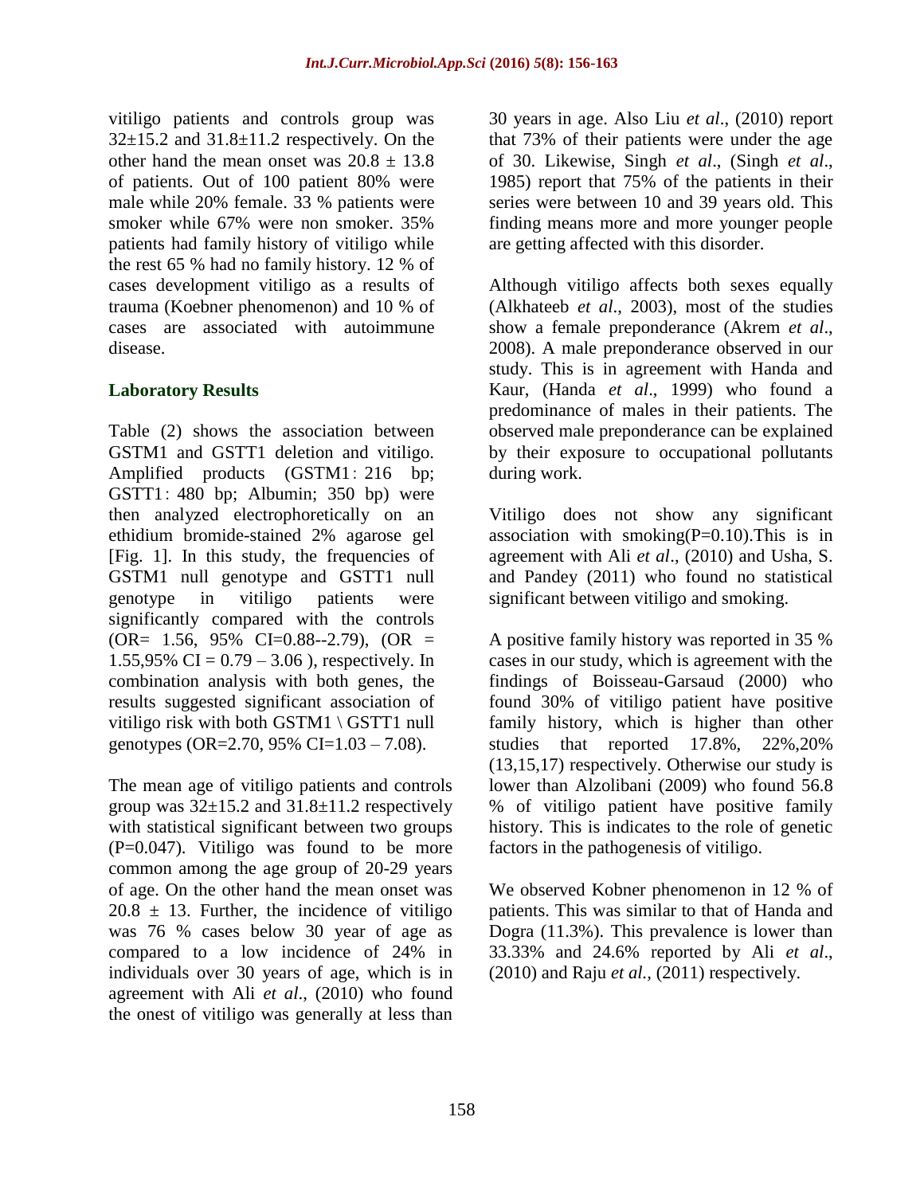vitiligo patients and controls group was 32±15.2 and 31.8±11.2 respectively. On the other hand the mean onset was 20.8 ± 13.8 of patients. Out of 100 patient 80% were male while 20% female. 33 % patients were smoker while 67% were non smoker. 35% patients had family history of vitiligo while the rest 65 % had no family history. 12 % of cases development vitiligo as a results of trauma (Koebner phenomenon) and 10 % of cases are associated with autoimmune disease.

### Laboratory Results

Table (2) shows the association between GSTM1 and GSTT1 deletion and vitiligo. Amplified products (GSTM1 : 216 bp; GSTT1 : 480 bp; Albumin; 350 bp) were then analyzed electrophoretically on an ethidium bromide-stained 2% agarose gel [Fig. 1]. In this study, the frequencies of GSTM1 null genotype and GSTT1 null genotype in vitiligo patients were significantly compared with the controls (OR= 1.56, 95% CI=0.88--2.79), (OR = 1.55,95% CI = 0.79 – 3.06 ), respectively. In combination analysis with both genes, the results suggested significant association of vitiligo risk with both GSTM1 \ GSTT1 null genotypes (OR=2.70, 95% CI=1.03 – 7.08).

The mean age of vitiligo patients and controls group was 32±15.2 and 31.8±11.2 respectively with statistical significant between two groups (P=0.047). Vitiligo was found to be more common among the age group of 20-29 years of age. On the other hand the mean onset was 20.8 ± 13. Further, the incidence of vitiligo was 76 % cases below 30 year of age as compared to a low incidence of 24% in individuals over 30 years of age, which is in agreement with Ali *et al*., (2010) who found the onest of vitiligo was generally at less than 30 years in age. Also Liu *et al*., (2010) report that 73% of their patients were under the age of 30. Likewise, Singh *et al*., (Singh *et al*., 1985) report that 75% of the patients in their series were between 10 and 39 years old. This finding means more and more younger people are getting affected with this disorder.

Although vitiligo affects both sexes equally (Alkhateeb *et al*., 2003), most of the studies show a female preponderance (Akrem *et al*., 2008). A male preponderance observed in our study. This is in agreement with Handa and Kaur, (Handa *et al*., 1999) who found a predominance of males in their patients. The observed male preponderance can be explained by their exposure to occupational pollutants during work.

Vitiligo does not show any significant association with smoking(P=0.10).This is in agreement with Ali *et al*., (2010) and Usha, S. and Pandey (2011) who found no statistical significant between vitiligo and smoking.

A positive family history was reported in 35 % cases in our study, which is agreement with the findings of Boisseau-Garsaud (2000) who found 30% of vitiligo patient have positive family history, which is higher than other studies that reported 17.8%, 22%,20% (13,15,17) respectively. Otherwise our study is lower than Alzolibani (2009) who found 56.8 % of vitiligo patient have positive family history. This is indicates to the role of genetic factors in the pathogenesis of vitiligo.

We observed Kobner phenomenon in 12 % of patients. This was similar to that of Handa and Dogra (11.3%). This prevalence is lower than 33.33% and 24.6% reported by Ali *et al*., (2010) and Raju *et al.*, (2011) respectively.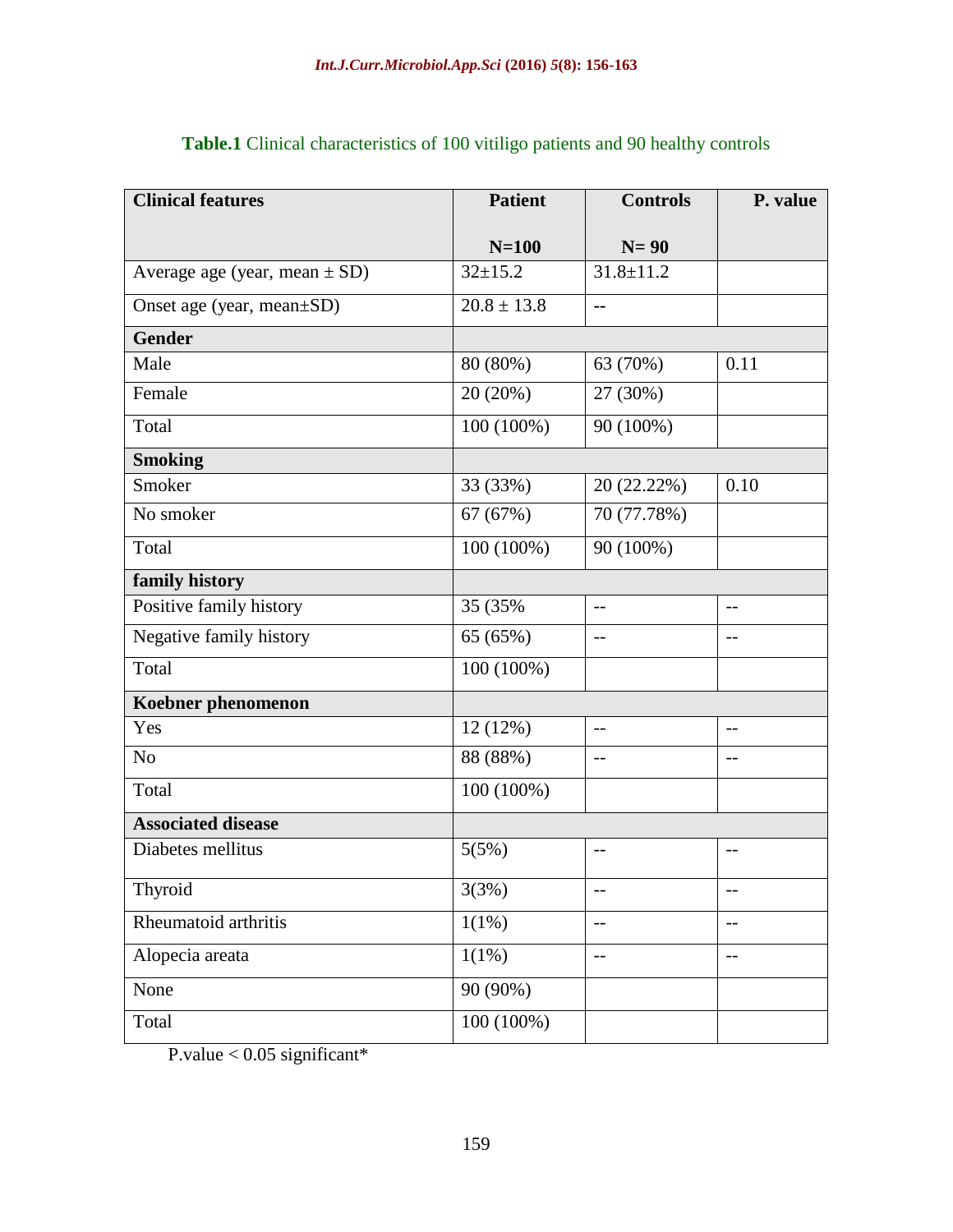**Table.1** Clinical characteristics of 100 vitiligo patients and 90 healthy controls

| Clinical features | Patient<br>N=100 | Controls<br>N= 90 | P. value |
|---|---|---|---|
| Average age (year, mean ± SD) | 32±15.2 | 31.8±11.2 | |
| Onset age (year, mean±SD) | 20.8 ± 13.8 | -- | |
| **Gender** | | | |
| Male | 80 (80%) | 63 (70%) | 0.11 |
| Female | 20 (20%) | 27 (30%) | |
| Total | 100 (100%) | 90 (100%) | |
| **Smoking** | | | |
| Smoker | 33 (33%) | 20 (22.22%) | 0.10 |
| No smoker | 67 (67%) | 70 (77.78%) | |
| Total | 100 (100%) | 90 (100%) | |
| **family history** | | | |
| Positive family history | 35 (35% | -- | -- |
| Negative family history | 65 (65%) | -- | -- |
| Total | 100 (100%) | | |
| **Koebner phenomenon** | | | |
| Yes | 12 (12%) | -- | -- |
| No | 88 (88%) | -- | -- |
| Total | 100 (100%) | | |
| **Associated disease** | | | |
| Diabetes mellitus | 5(5%) | -- | -- |
| Thyroid | 3(3%) | -- | -- |
| Rheumatoid arthritis | 1(1%) | -- | -- |
| Alopecia areata | 1(1%) | -- | -- |
| None | 90 (90%) | | |
| Total | 100 (100%) | | |

P.value < 0.05 significant*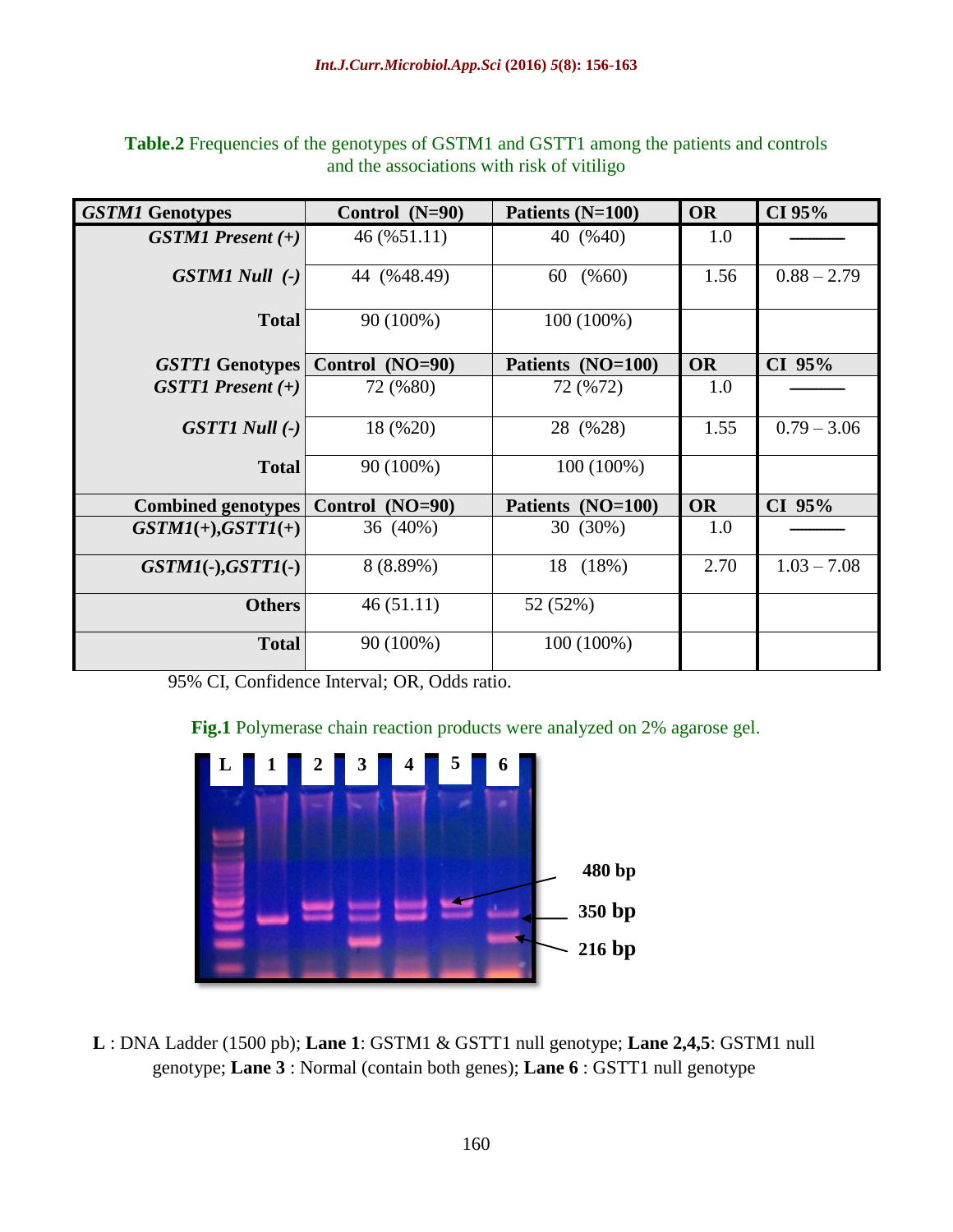**Table.2** Frequencies of the genotypes of GSTM1 and GSTT1 among the patients and controls and the associations with risk of vitiligo

| *GSTM1* Genotypes | Control (N=90) | Patients (N=100) | OR | CI 95% |
|---|---|---|---|---|
| *GSTM1 Present (+)* | 46 (%51.11) | 40 (%40) | 1.0 | ——— |
| *GSTM1 Null (-)* | 44 (%48.49) | 60 (%60) | 1.56 | 0.88 – 2.79 |
| **Total** | 90 (100%) | 100 (100%) | | |
| ***GSTT1* Genotypes** | **Control (NO=90)** | **Patients (NO=100)** | **OR** | **CI 95%** |
| *GSTT1 Present (+)* | 72 (%80) | 72 (%72) | 1.0 | ——— |
| *GSTT1 Null (-)* | 18 (%20) | 28 (%28) | 1.55 | 0.79 – 3.06 |
| **Total** | 90 (100%) | 100 (100%) | | |
| **Combined genotypes** | **Control (NO=90)** | **Patients (NO=100)** | **OR** | **CI 95%** |
| *GSTM1(+),GSTT1(+)* | 36 (40%) | 30 (30%) | 1.0 | ——— |
| *GSTM1(-),GSTT1(-)* | 8 (8.89%) | 18 (18%) | 2.70 | 1.03 – 7.08 |
| **Others** | 46 (51.11) | 52 (52%) | | |
| **Total** | 90 (100%) | 100 (100%) | | |

95% CI, Confidence Interval; OR, Odds ratio.

**Fig.1** Polymerase chain reaction products were analyzed on 2% agarose gel.

**L** : DNA Ladder (1500 pb); **Lane 1**: GSTM1 & GSTT1 null genotype; **Lane 2,4,5**: GSTM1 null genotype; **Lane 3** : Normal (contain both genes); **Lane 6** : GSTT1 null genotype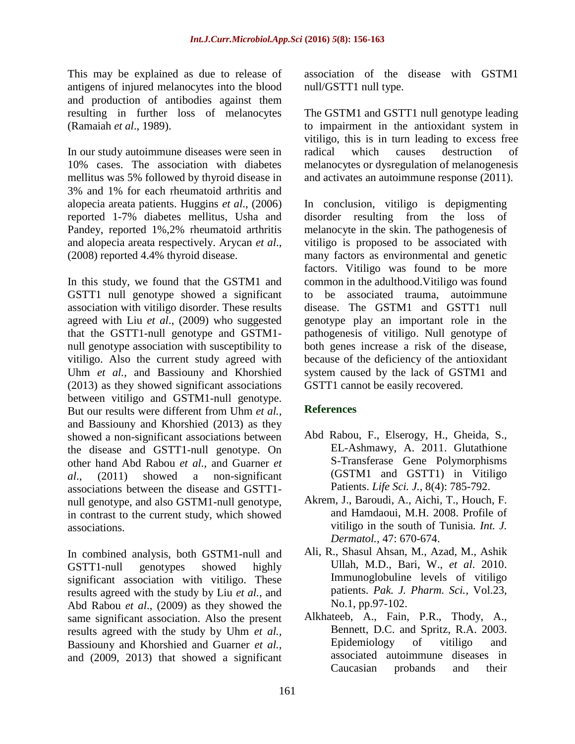This may be explained as due to release of antigens of injured melanocytes into the blood and production of antibodies against them resulting in further loss of melanocytes (Ramaiah *et al*., 1989).

In our study autoimmune diseases were seen in 10% cases. The association with diabetes mellitus was 5% followed by thyroid disease in 3% and 1% for each rheumatoid arthritis and alopecia areata patients. Huggins *et al*., (2006) reported 1-7% diabetes mellitus, Usha and Pandey, reported 1%,2% rheumatoid arthritis and alopecia areata respectively. Arycan *et al*., (2008) reported 4.4% thyroid disease.

In this study, we found that the GSTM1 and GSTT1 null genotype showed a significant association with vitiligo disorder. These results agreed with Liu *et al*., (2009) who suggested that the GSTT1-null genotype and GSTM1-null genotype association with susceptibility to vitiligo. Also the current study agreed with Uhm *et al.,* and Bassiouny and Khorshied (2013) as they showed significant associations between vitiligo and GSTM1-null genotype. But our results were different from Uhm *et al.,* and Bassiouny and Khorshied (2013) as they showed a non-significant associations between the disease and GSTT1-null genotype. On other hand Abd Rabou *et al.,* and Guarner *et al*., (2011) showed a non-significant associations between the disease and GSTT1-null genotype, and also GSTM1-null genotype, in contrast to the current study, which showed associations.

In combined analysis, both GSTM1-null and GSTT1-null genotypes showed highly significant association with vitiligo. These results agreed with the study by Liu *et al.,* and Abd Rabou *et al*., (2009) as they showed the same significant association. Also the present results agreed with the study by Uhm *et al.,* Bassiouny and Khorshied and Guarner *et al.,* and (2009, 2013) that showed a significant association of the disease with GSTM1 null/GSTT1 null type.

The GSTM1 and GSTT1 null genotype leading to impairment in the antioxidant system in vitiligo, this is in turn leading to excess free radical which causes destruction of melanocytes or dysregulation of melanogenesis and activates an autoimmune response (2011).

In conclusion, vitiligo is depigmenting disorder resulting from the loss of melanocyte in the skin. The pathogenesis of vitiligo is proposed to be associated with many factors as environmental and genetic factors. Vitiligo was found to be more common in the adulthood.Vitiligo was found to be associated trauma, autoimmune disease. The GSTM1 and GSTT1 null genotype play an important role in the pathogenesis of vitiligo. Null genotype of both genes increase a risk of the disease, because of the deficiency of the antioxidant system caused by the lack of GSTM1 and GSTT1 cannot be easily recovered.

## References

Abd Rabou, F., Elserogy, H., Gheida, S., EL-Ashmawy, A. 2011. Glutathione S-Transferase Gene Polymorphisms (GSTM1 and GSTT1) in Vitiligo Patients. *Life Sci. J.,* 8(4): 785-792.

Akrem, J., Baroudi, A., Aichi, T., Houch, F. and Hamdaoui, M.H. 2008. Profile of vitiligo in the south of Tunisia. *Int. J. Dermatol.,* 47: 670-674.

Ali, R., Shasul Ahsan, M., Azad, M., Ashik Ullah, M.D., Bari, W., *et al*. 2010. Immunoglobuline levels of vitiligo patients. *Pak. J. Pharm. Sci.,* Vol.23, No.1, pp.97-102.

Alkhateeb, A., Fain, P.R., Thody, A., Bennett, D.C. and Spritz, R.A. 2003. Epidemiology of vitiligo and associated autoimmune diseases in Caucasian probands and their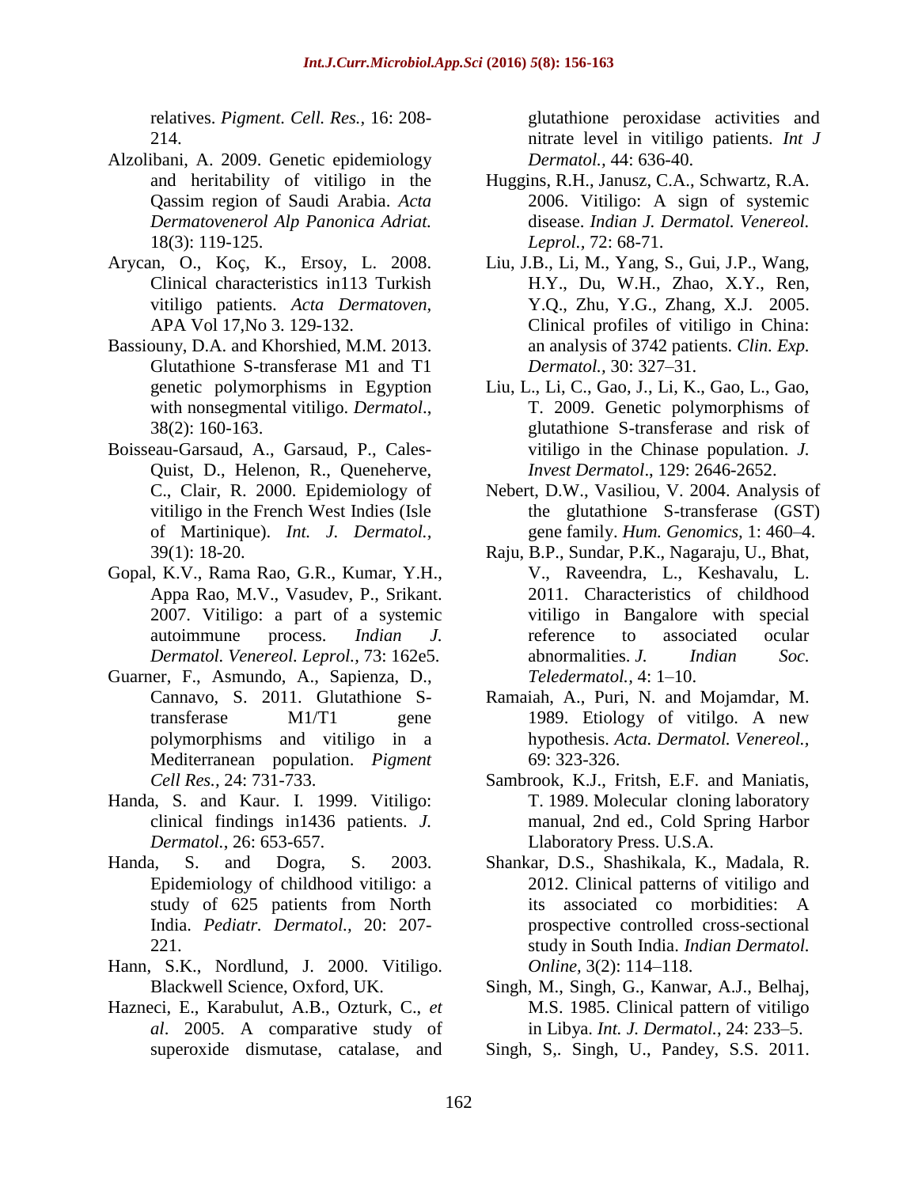relatives. *Pigment. Cell. Res.,* 16: 208-214.

Alzolibani, A. 2009. Genetic epidemiology and heritability of vitiligo in the Qassim region of Saudi Arabia. *Acta Dermatovenerol Alp Panonica Adriat.* 18(3): 119-125.

Arycan, O., Koç, K., Ersoy, L. 2008. Clinical characteristics in113 Turkish vitiligo patients. *Acta Dermatoven,* APA Vol 17,No 3. 129-132.

Bassiouny, D.A. and Khorshied, M.M. 2013. Glutathione S-transferase M1 and T1 genetic polymorphisms in Egyption with nonsegmental vitiligo. *Dermatol*., 38(2): 160-163.

Boisseau-Garsaud, A., Garsaud, P., Cales-Quist, D., Helenon, R., Queneherve, C., Clair, R. 2000. Epidemiology of vitiligo in the French West Indies (Isle of Martinique). *Int. J. Dermatol.,* 39(1): 18-20.

Gopal, K.V., Rama Rao, G.R., Kumar, Y.H., Appa Rao, M.V., Vasudev, P., Srikant. 2007. Vitiligo: a part of a systemic autoimmune process. *Indian J. Dermatol. Venereol. Leprol.,* 73: 162e5.

Guarner, F., Asmundo, A., Sapienza, D., Cannavo, S. 2011. Glutathione S-transferase M1/T1 gene polymorphisms and vitiligo in a Mediterranean population. *Pigment Cell Res.,* 24: 731-733.

Handa, S. and Kaur. I. 1999. Vitiligo: clinical findings in1436 patients. *J. Dermatol.*, 26: 653-657.

Handa, S. and Dogra, S. 2003. Epidemiology of childhood vitiligo: a study of 625 patients from North India. *Pediatr. Dermatol.,* 20: 207-221.

Hann, S.K., Nordlund, J. 2000. Vitiligo. Blackwell Science, Oxford, UK.

Hazneci, E., Karabulut, A.B., Ozturk, C., *et al*. 2005. A comparative study of superoxide dismutase, catalase, and glutathione peroxidase activities and nitrate level in vitiligo patients. *Int J Dermatol.,* 44: 636-40.

Huggins, R.H., Janusz, C.A., Schwartz, R.A. 2006. Vitiligo: A sign of systemic disease. *Indian J. Dermatol. Venereol. Leprol.,* 72: 68-71.

Liu, J.B., Li, M., Yang, S., Gui, J.P., Wang, H.Y., Du, W.H., Zhao, X.Y., Ren, Y.Q., Zhu, Y.G., Zhang, X.J. 2005. Clinical profiles of vitiligo in China: an analysis of 3742 patients. *Clin. Exp. Dermatol.,* 30: 327–31.

Liu, L., Li, C., Gao, J., Li, K., Gao, L., Gao, T. 2009. Genetic polymorphisms of glutathione S-transferase and risk of vitiligo in the Chinase population. *J. Invest Dermatol*., 129: 2646-2652.

Nebert, D.W., Vasiliou, V. 2004. Analysis of the glutathione S-transferase (GST) gene family. *Hum. Genomics,* 1: 460–4.

Raju, B.P., Sundar, P.K., Nagaraju, U., Bhat, V., Raveendra, L., Keshavalu, L. 2011. Characteristics of childhood vitiligo in Bangalore with special reference to associated ocular abnormalities. *J. Indian Soc. Teledermatol.,* 4: 1–10.

Ramaiah, A., Puri, N. and Mojamdar, M. 1989. Etiology of vitilgo. A new hypothesis. *Acta. Dermatol. Venereol.,* 69: 323-326.

Sambrook, K.J., Fritsh, E.F. and Maniatis, T. 1989. Molecular cloning laboratory manual, 2nd ed., Cold Spring Harbor Llaboratory Press. U.S.A.

Shankar, D.S., Shashikala, K., Madala, R. 2012. Clinical patterns of vitiligo and its associated co morbidities: A prospective controlled cross-sectional study in South India. *Indian Dermatol. Online,* 3(2): 114–118.

Singh, M., Singh, G., Kanwar, A.J., Belhaj, M.S. 1985. Clinical pattern of vitiligo in Libya. *Int. J. Dermatol.,* 24: 233–5.

Singh, S,. Singh, U., Pandey, S.S. 2011.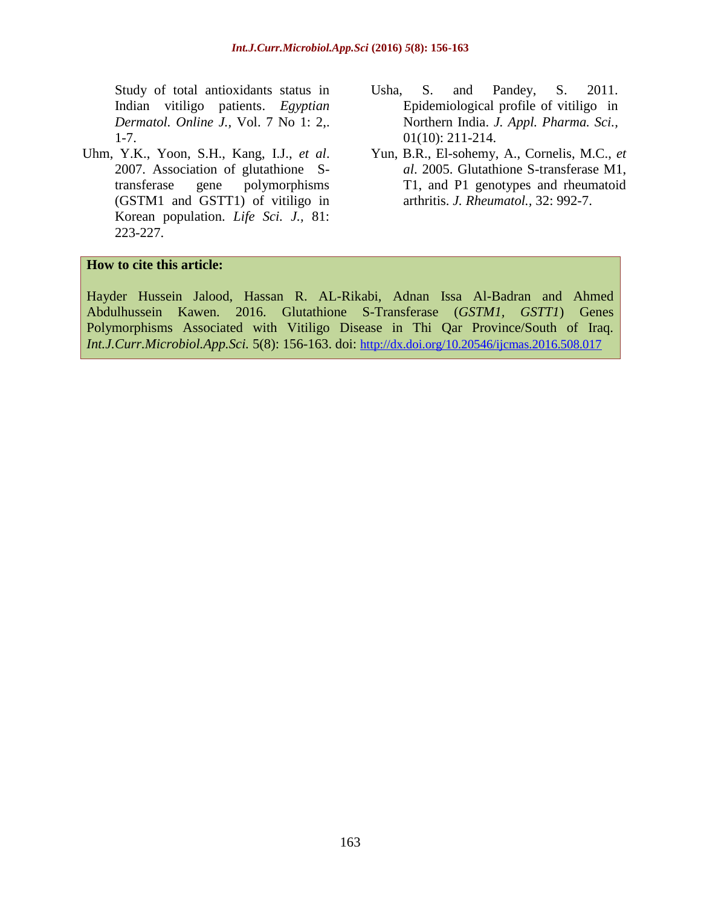Study of total antioxidants status in Indian vitiligo patients. *Egyptian Dermatol. Online J.,* Vol. 7 No 1: 2,. 1-7.

Uhm, Y.K., Yoon, S.H., Kang, I.J., *et al*. 2007. Association of glutathione S-transferase gene polymorphisms (GSTM1 and GSTT1) of vitiligo in Korean population. *Life Sci. J.,* 81: 223-227.

Usha, S. and Pandey, S. 2011. Epidemiological profile of vitiligo in Northern India. *J. Appl. Pharma. Sci.,* 01(10): 211-214.

Yun, B.R., El-sohemy, A., Cornelis, M.C., *et al*. 2005. Glutathione S-transferase M1, T1, and P1 genotypes and rheumatoid arthritis. *J. Rheumatol.,* 32: 992-7.

**How to cite this article:**

Hayder Hussein Jalood, Hassan R. AL-Rikabi, Adnan Issa Al-Badran and Ahmed Abdulhussein Kawen. 2016. Glutathione S-Transferase (*GSTM1, GSTT1*) Genes Polymorphisms Associated with Vitiligo Disease in Thi Qar Province/South of Iraq. *Int.J.Curr.Microbiol.App.Sci.* 5(8): 156-163. doi: http://dx.doi.org/10.20546/ijcmas.2016.508.017